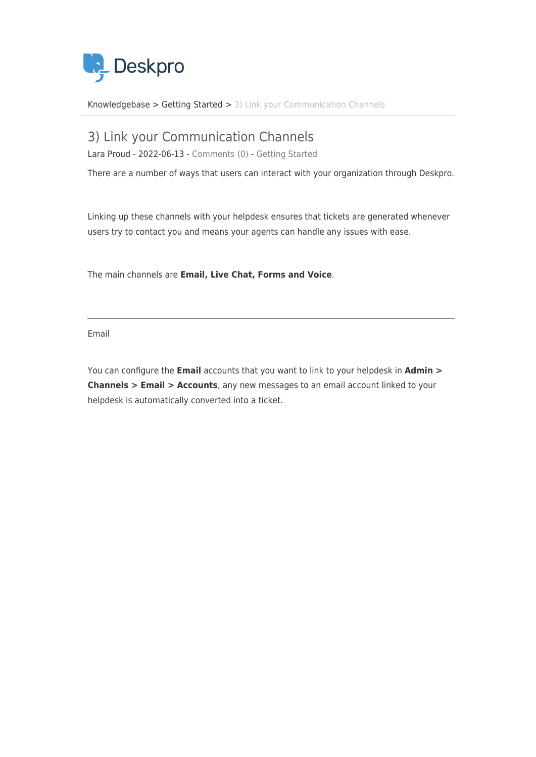Deskpro

Knowledgebase > Getting Started > 3) Link your Communication Channels

# 3) Link your Communication Channels

Lara Proud - 2022-06-13 - Comments (0) - Getting Started

There are a number of ways that users can interact with your organization through Deskpro.

Linking up these channels with your helpdesk ensures that tickets are generated whenever users try to contact you and means your agents can handle any issues with ease.

The main channels are **Email, Live Chat, Forms and Voice**.

---

Email

You can configure the **Email** accounts that you want to link to your helpdesk in **Admin > Channels > Email > Accounts**, any new messages to an email account linked to your helpdesk is automatically converted into a ticket.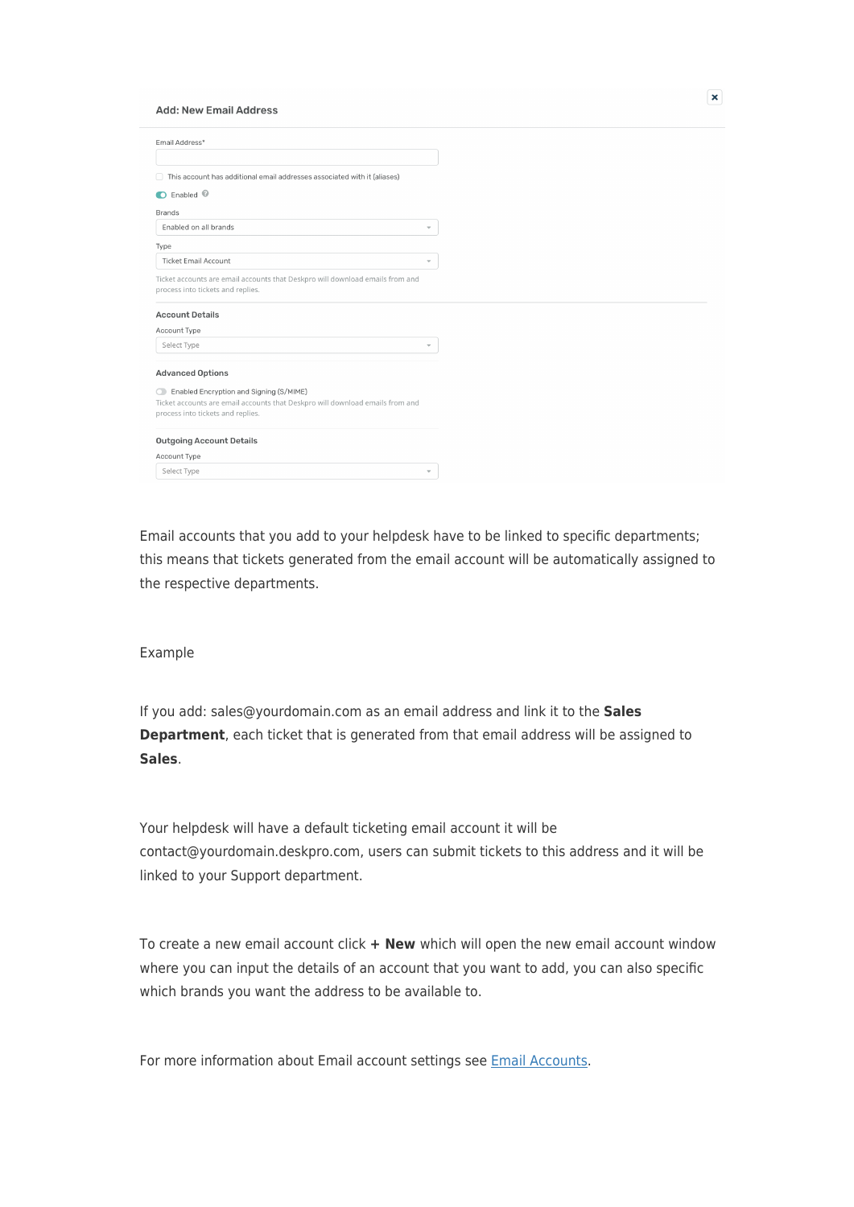Add: New Email Address

Email Address*

This account has additional email addresses associated with it (aliases)

Enabled

Brands

Enabled on all brands

Type

Ticket Email Account

Ticket accounts are email accounts that Deskpro will download emails from and process into tickets and replies.

Account Details

Account Type

Select Type

Advanced Options

Enabled Encryption and Signing (S/MIME)

Ticket accounts are email accounts that Deskpro will download emails from and process into tickets and replies.

Outgoing Account Details

Account Type

Select Type

Email accounts that you add to your helpdesk have to be linked to specific departments; this means that tickets generated from the email account will be automatically assigned to the respective departments.

Example

If you add: sales@yourdomain.com as an email address and link it to the **Sales Department**, each ticket that is generated from that email address will be assigned to **Sales**.

Your helpdesk will have a default ticketing email account it will be contact@yourdomain.deskpro.com, users can submit tickets to this address and it will be linked to your Support department.

To create a new email account click **+ New** which will open the new email account window where you can input the details of an account that you want to add, you can also specific which brands you want the address to be available to.

For more information about Email account settings see [Email Accounts](Email Accounts).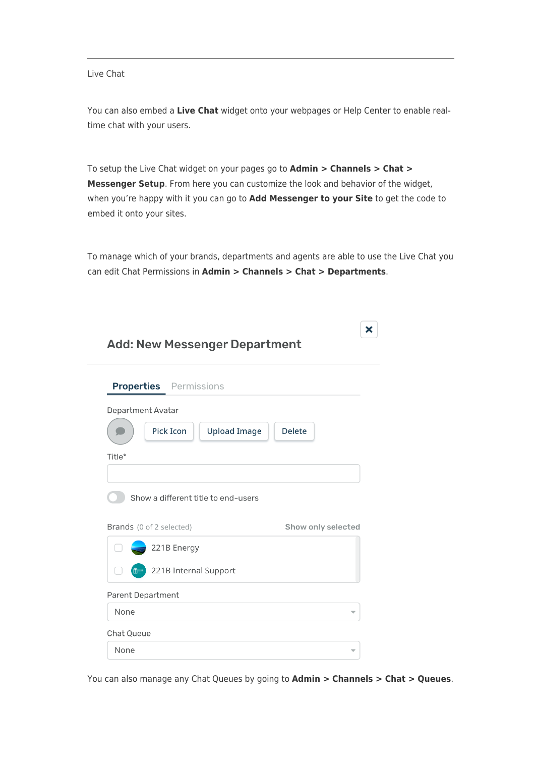Live Chat

You can also embed a **Live Chat** widget onto your webpages or Help Center to enable real-time chat with your users.

To setup the Live Chat widget on your pages go to **Admin > Channels > Chat > Messenger Setup**. From here you can customize the look and behavior of the widget, when you're happy with it you can go to **Add Messenger to your Site** to get the code to embed it onto your sites.

To manage which of your brands, departments and agents are able to use the Live Chat you can edit Chat Permissions in **Admin > Channels > Chat > Departments**.

Add: New Messenger Department

Properties Permissions

Department Avatar

Pick Icon Upload Image Delete

Title*

Show a different title to end-users

Brands (0 of 2 selected) Show only selected

221B Energy

221B Internal Support

Parent Department

None

Chat Queue

None

You can also manage any Chat Queues by going to **Admin > Channels > Chat > Queues**.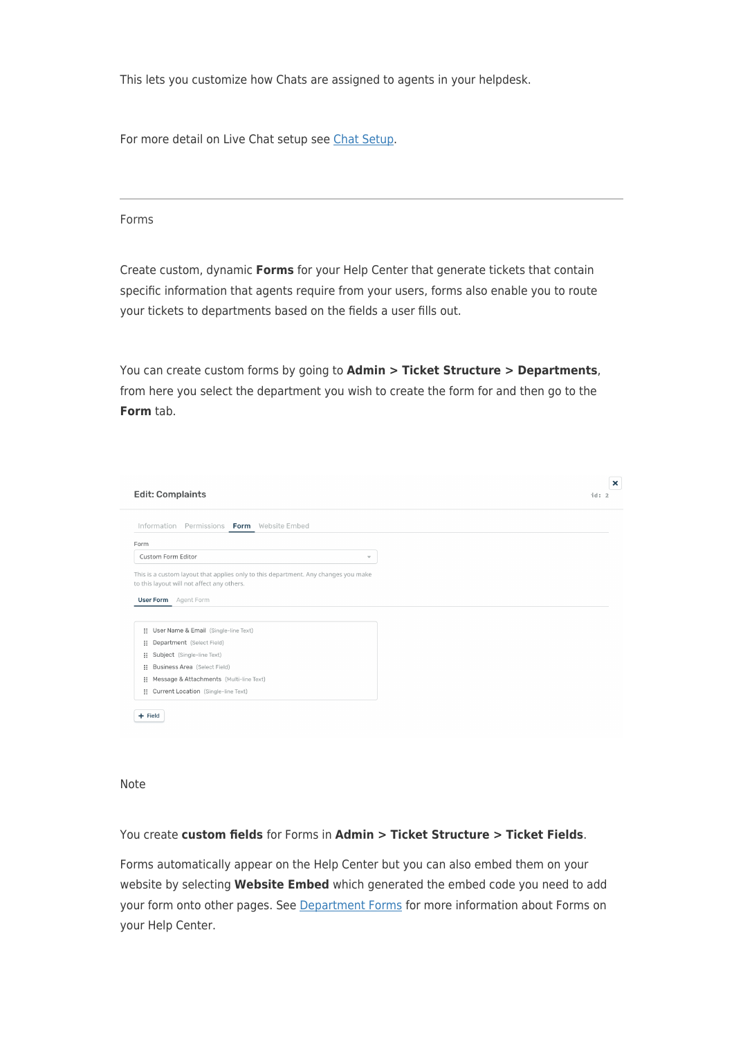This lets you customize how Chats are assigned to agents in your helpdesk.

For more detail on Live Chat setup see Chat Setup.

---

## Forms

Create custom, dynamic **Forms** for your Help Center that generate tickets that contain specific information that agents require from your users, forms also enable you to route your tickets to departments based on the fields a user fills out.

You can create custom forms by going to **Admin > Ticket Structure > Departments**, from here you select the department you wish to create the form for and then go to the **Form** tab.

Note

You create **custom fields** for Forms in **Admin > Ticket Structure > Ticket Fields**.

Forms automatically appear on the Help Center but you can also embed them on your website by selecting **Website Embed** which generated the embed code you need to add your form onto other pages. See Department Forms for more information about Forms on your Help Center.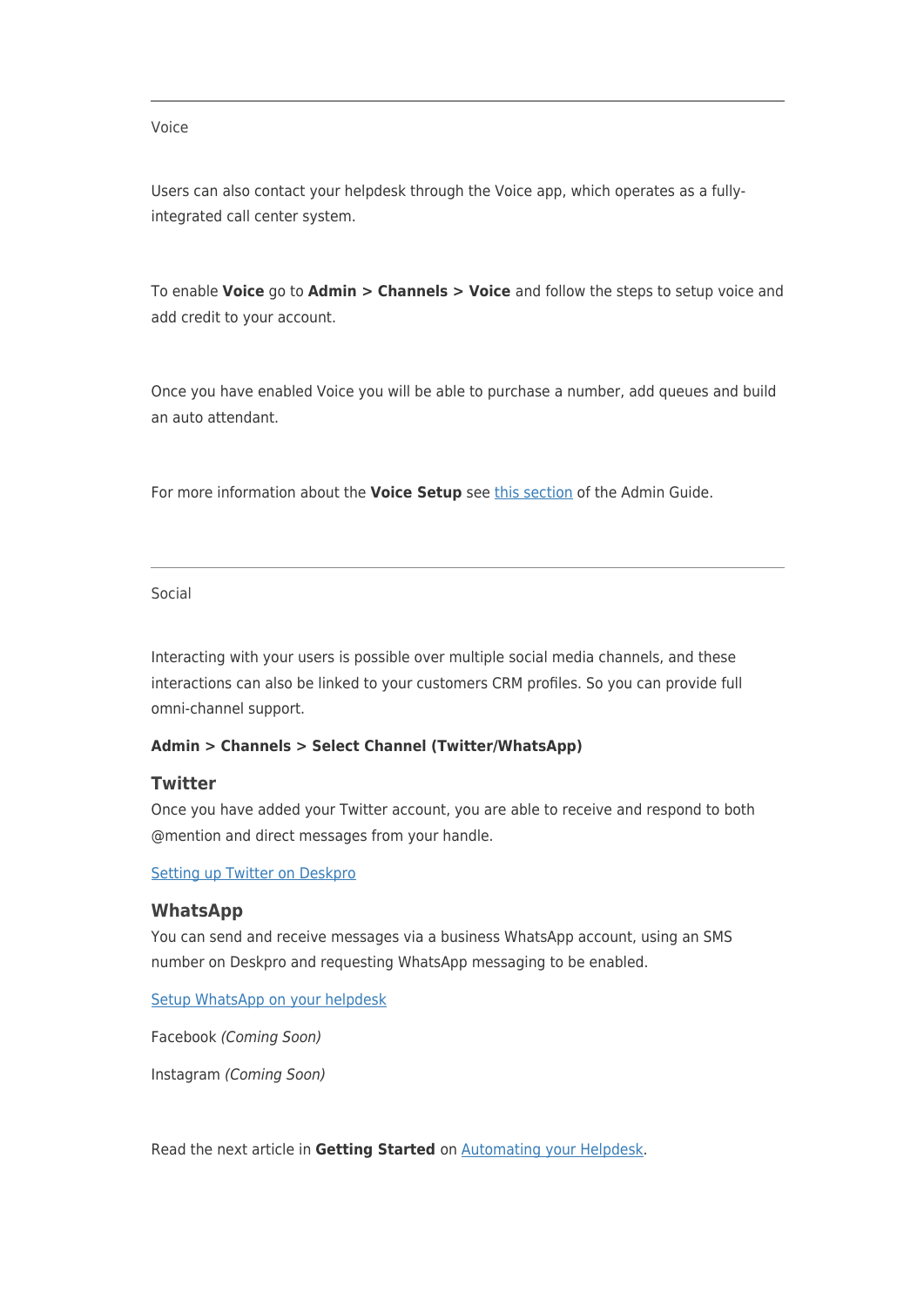---

Voice

Users can also contact your helpdesk through the Voice app, which operates as a fully-integrated call center system.

To enable **Voice** go to **Admin > Channels > Voice** and follow the steps to setup voice and add credit to your account.

Once you have enabled Voice you will be able to purchase a number, add queues and build an auto attendant.

For more information about the **Voice Setup** see [this section](#) of the Admin Guide.

---

Social

Interacting with your users is possible over multiple social media channels, and these interactions can also be linked to your customers CRM profiles. So you can provide full omni-channel support.

**Admin > Channels > Select Channel (Twitter/WhatsApp)**

### Twitter

Once you have added your Twitter account, you are able to receive and respond to both @mention and direct messages from your handle.

[Setting up Twitter on Deskpro](#)

### WhatsApp

You can send and receive messages via a business WhatsApp account, using an SMS number on Deskpro and requesting WhatsApp messaging to be enabled.

[Setup WhatsApp on your helpdesk](#)

Facebook *(Coming Soon)*

Instagram *(Coming Soon)*

Read the next article in **Getting Started** on [Automating your Helpdesk](#).